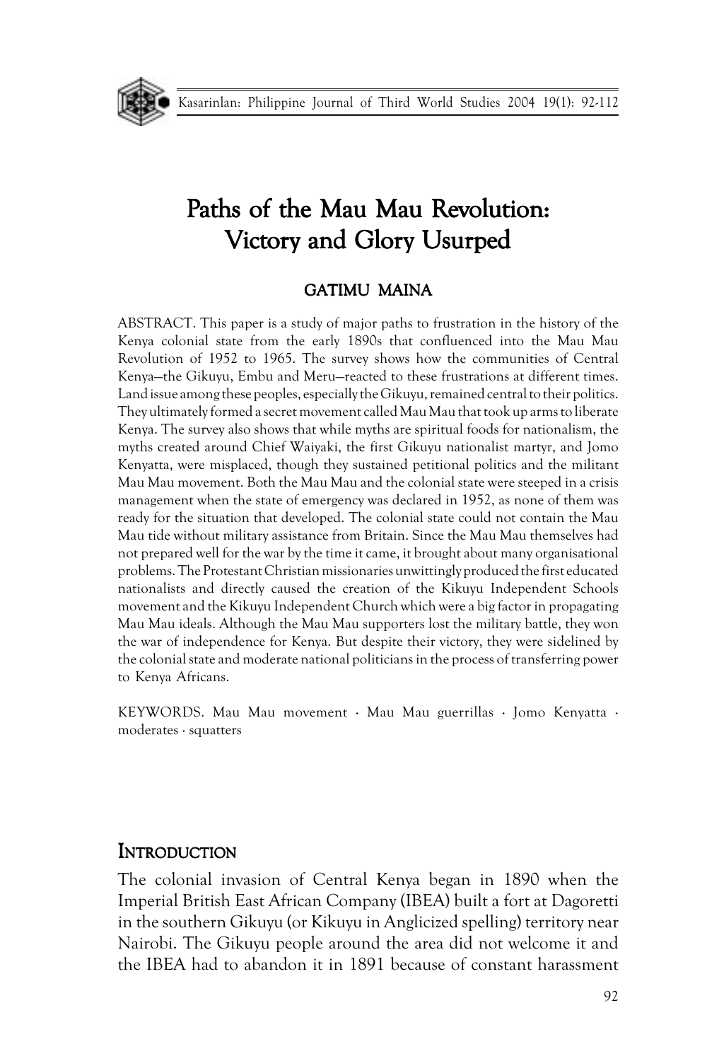# Paths of the Mau Mau Revolution: Victory and Glory Usurped

**GATIMU MAINA**

ABSTRACT. This paper is a study of major paths to frustration in the history of the Kenya colonial state from the early 1890s that confluenced into the Mau Mau Revolution of 1952 to 1965. The survey shows how the communities of Central Kenya—the Gikuyu, Embu and Meru—reacted to these frustrations at different times. Land issue among these peoples, especially the Gikuyu, remained central to their politics. They ultimately formed a secret movement called Mau Mau that took up arms to liberate Kenya. The survey also shows that while myths are spiritual foods for nationalism, the myths created around Chief Waiyaki, the first Gikuyu nationalist martyr, and Jomo Kenyatta, were misplaced, though they sustained petitional politics and the militant Mau Mau movement. Both the Mau Mau and the colonial state were steeped in a crisis management when the state of emergency was declared in 1952, as none of them was ready for the situation that developed. The colonial state could not contain the Mau Mau tide without military assistance from Britain. Since the Mau Mau themselves had not prepared well for the war by the time it came, it brought about many organisational problems. The Protestant Christian missionaries unwittingly produced the first educated nationalists and directly caused the creation of the Kikuyu Independent Schools movement and the Kikuyu Independent Church which were a big factor in propagating Mau Mau ideals. Although the Mau Mau supporters lost the military battle, they won the war of independence for Kenya. But despite their victory, they were sidelined by the colonial state and moderate national politicians in the process of transferring power to Kenya Africans.

KEYWORDS. Mau Mau movement · Mau Mau guerrillas · Jomo Kenyatta · moderates · squatters

## INTRODUCTION

The colonial invasion of Central Kenya began in 1890 when the Imperial British East African Company (IBEA) built a fort at Dagoretti in the southern Gikuyu (or Kikuyu in Anglicized spelling) territory near Nairobi. The Gikuyu people around the area did not welcome it and the IBEA had to abandon it in 1891 because of constant harassment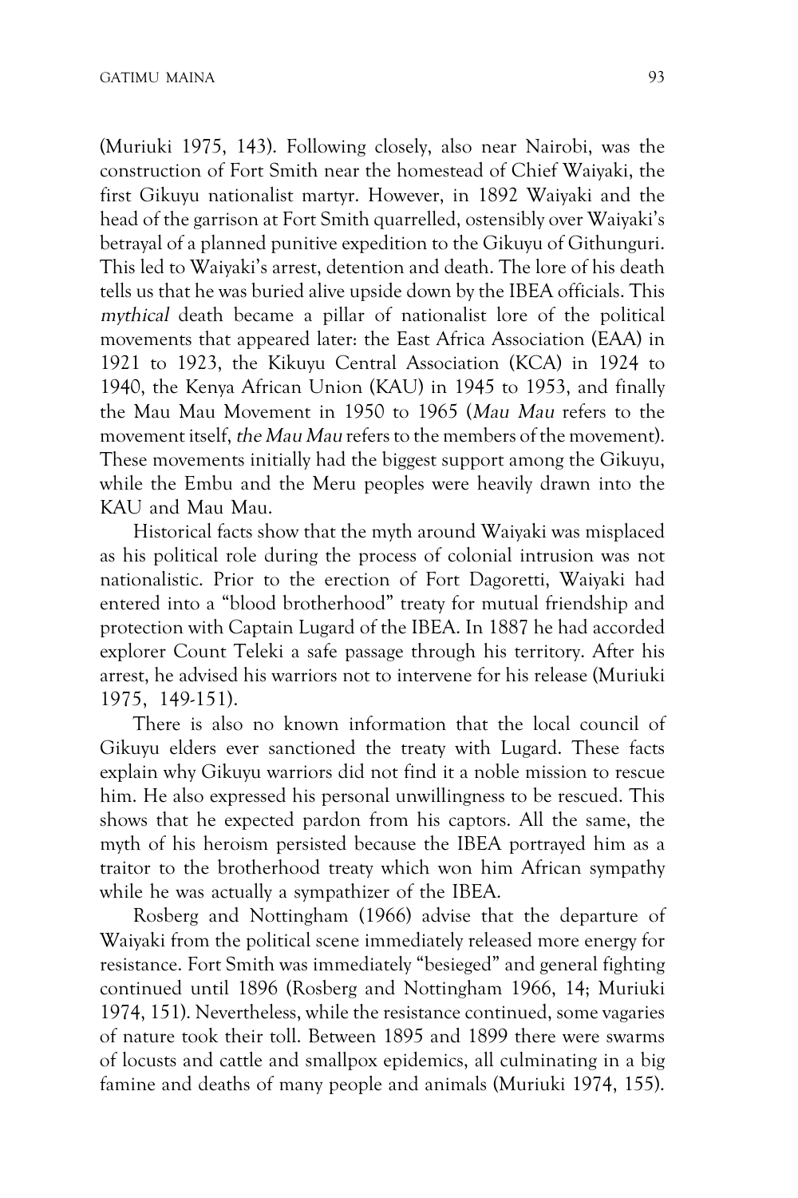(Muriuki 1975, 143). Following closely, also near Nairobi, was the construction of Fort Smith near the homestead of Chief Waiyaki, the first Gikuyu nationalist martyr. However, in 1892 Waiyaki and the head of the garrison at Fort Smith quarrelled, ostensibly over Waiyaki's betrayal of a planned punitive expedition to the Gikuyu of Githunguri. This led to Waiyaki's arrest, detention and death. The lore of his death tells us that he was buried alive upside down by the IBEA officials. This *mythical* death became a pillar of nationalist lore of the political movements that appeared later: the East Africa Association (EAA) in 1921 to 1923, the Kikuyu Central Association (KCA) in 1924 to 1940, the Kenya African Union (KAU) in 1945 to 1953, and finally the Mau Mau Movement in 1950 to 1965 (*Mau Mau* refers to the movement itself, *the Mau Mau* refers to the members of the movement). These movements initially had the biggest support among the Gikuyu, while the Embu and the Meru peoples were heavily drawn into the KAU and Mau Mau.

Historical facts show that the myth around Waiyaki was misplaced as his political role during the process of colonial intrusion was not nationalistic. Prior to the erection of Fort Dagoretti, Waiyaki had entered into a "blood brotherhood" treaty for mutual friendship and protection with Captain Lugard of the IBEA. In 1887 he had accorded explorer Count Teleki a safe passage through his territory. After his arrest, he advised his warriors not to intervene for his release (Muriuki 1975, 149-151).

There is also no known information that the local council of Gikuyu elders ever sanctioned the treaty with Lugard. These facts explain why Gikuyu warriors did not find it a noble mission to rescue him. He also expressed his personal unwillingness to be rescued. This shows that he expected pardon from his captors. All the same, the myth of his heroism persisted because the IBEA portrayed him as a traitor to the brotherhood treaty which won him African sympathy while he was actually a sympathizer of the IBEA.

Rosberg and Nottingham (1966) advise that the departure of Waiyaki from the political scene immediately released more energy for resistance. Fort Smith was immediately "besieged" and general fighting continued until 1896 (Rosberg and Nottingham 1966, 14; Muriuki 1974, 151). Nevertheless, while the resistance continued, some vagaries of nature took their toll. Between 1895 and 1899 there were swarms of locusts and cattle and smallpox epidemics, all culminating in a big famine and deaths of many people and animals (Muriuki 1974, 155).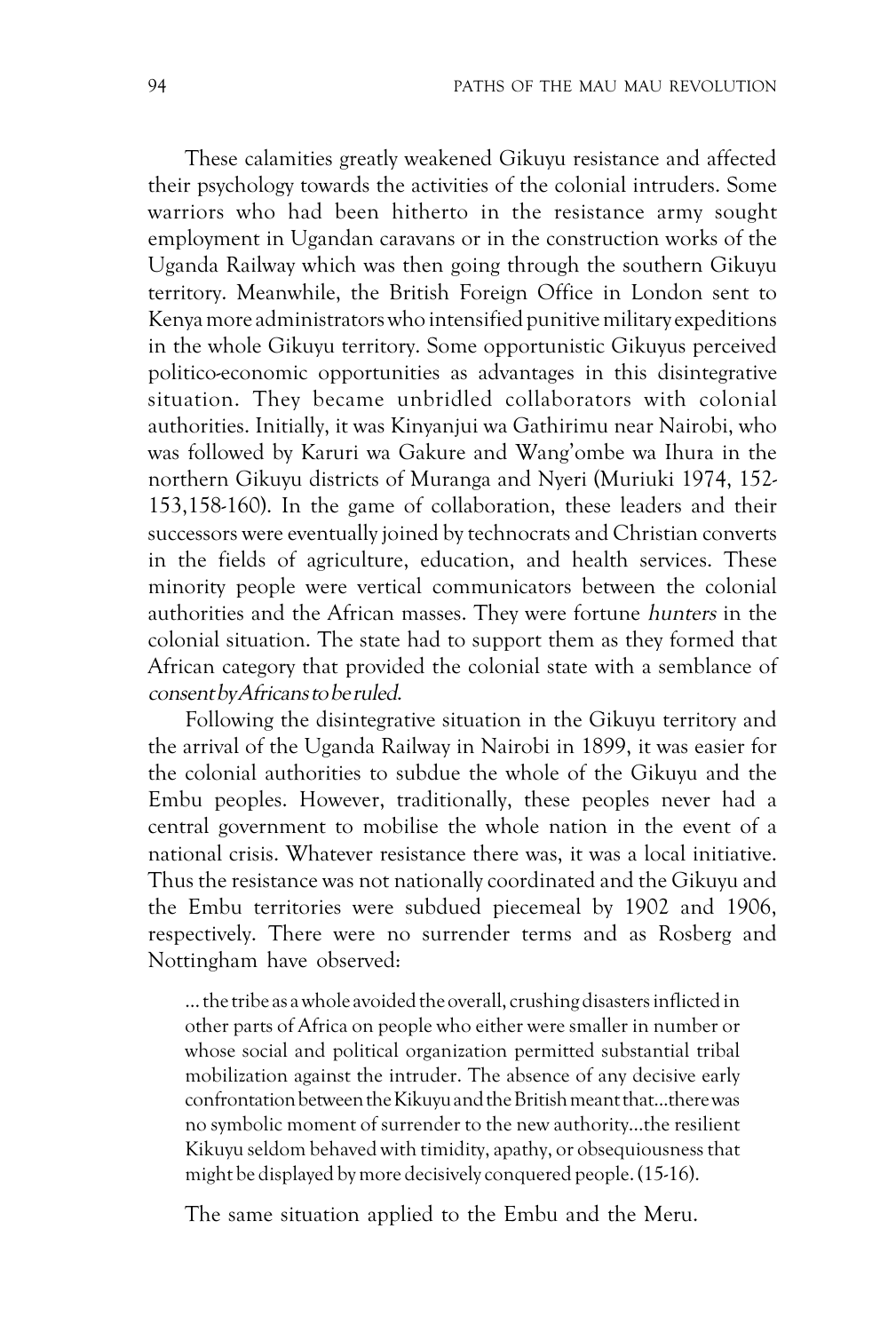These calamities greatly weakened Gikuyu resistance and affected their psychology towards the activities of the colonial intruders. Some warriors who had been hitherto in the resistance army sought employment in Ugandan caravans or in the construction works of the Uganda Railway which was then going through the southern Gikuyu territory. Meanwhile, the British Foreign Office in London sent to Kenya more administrators who intensified punitive military expeditions in the whole Gikuyu territory. Some opportunistic Gikuyus perceived politico-economic opportunities as advantages in this disintegrative situation. They became unbridled collaborators with colonial authorities. Initially, it was Kinyanjui wa Gathirimu near Nairobi, who was followed by Karuri wa Gakure and Wang'ombe wa Ihura in the northern Gikuyu districts of Muranga and Nyeri (Muriuki 1974, 152-153,158-160). In the game of collaboration, these leaders and their successors were eventually joined by technocrats and Christian converts in the fields of agriculture, education, and health services. These minority people were vertical communicators between the colonial authorities and the African masses. They were fortune *hunters* in the colonial situation. The state had to support them as they formed that African category that provided the colonial state with a semblance of *consent by Africans to be ruled*.

Following the disintegrative situation in the Gikuyu territory and the arrival of the Uganda Railway in Nairobi in 1899, it was easier for the colonial authorities to subdue the whole of the Gikuyu and the Embu peoples. However, traditionally, these peoples never had a central government to mobilise the whole nation in the event of a national crisis. Whatever resistance there was, it was a local initiative. Thus the resistance was not nationally coordinated and the Gikuyu and the Embu territories were subdued piecemeal by 1902 and 1906, respectively. There were no surrender terms and as Rosberg and Nottingham have observed:

> ... the tribe as a whole avoided the overall, crushing disasters inflicted in other parts of Africa on people who either were smaller in number or whose social and political organization permitted substantial tribal mobilization against the intruder. The absence of any decisive early confrontation between the Kikuyu and the British meant that...there was no symbolic moment of surrender to the new authority...the resilient Kikuyu seldom behaved with timidity, apathy, or obsequiousness that might be displayed by more decisively conquered people. (15-16).

The same situation applied to the Embu and the Meru.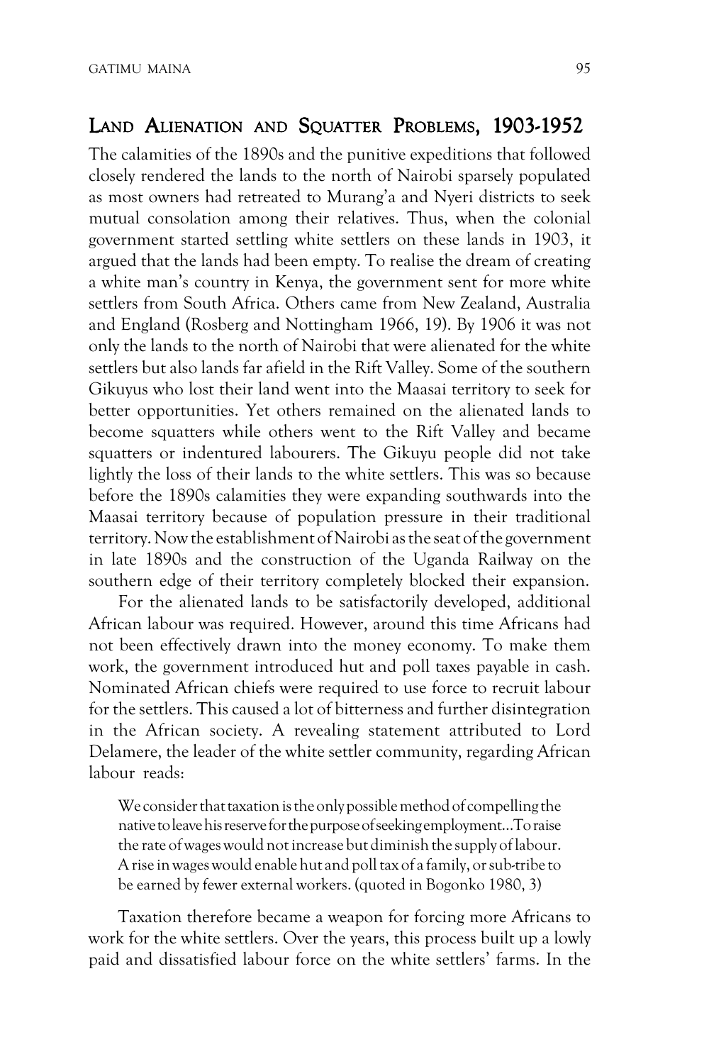## Land Alienation and Squatter Problems, 1903-1952

The calamities of the 1890s and the punitive expeditions that followed closely rendered the lands to the north of Nairobi sparsely populated as most owners had retreated to Murang'a and Nyeri districts to seek mutual consolation among their relatives. Thus, when the colonial government started settling white settlers on these lands in 1903, it argued that the lands had been empty. To realise the dream of creating a white man's country in Kenya, the government sent for more white settlers from South Africa. Others came from New Zealand, Australia and England (Rosberg and Nottingham 1966, 19). By 1906 it was not only the lands to the north of Nairobi that were alienated for the white settlers but also lands far afield in the Rift Valley. Some of the southern Gikuyus who lost their land went into the Maasai territory to seek for better opportunities. Yet others remained on the alienated lands to become squatters while others went to the Rift Valley and became squatters or indentured labourers. The Gikuyu people did not take lightly the loss of their lands to the white settlers. This was so because before the 1890s calamities they were expanding southwards into the Maasai territory because of population pressure in their traditional territory. Now the establishment of Nairobi as the seat of the government in late 1890s and the construction of the Uganda Railway on the southern edge of their territory completely blocked their expansion.

For the alienated lands to be satisfactorily developed, additional African labour was required. However, around this time Africans had not been effectively drawn into the money economy. To make them work, the government introduced hut and poll taxes payable in cash. Nominated African chiefs were required to use force to recruit labour for the settlers. This caused a lot of bitterness and further disintegration in the African society. A revealing statement attributed to Lord Delamere, the leader of the white settler community, regarding African labour reads:

> We consider that taxation is the only possible method of compelling the native to leave his reserve for the purpose of seeking employment...To raise the rate of wages would not increase but diminish the supply of labour. A rise in wages would enable hut and poll tax of a family, or sub-tribe to be earned by fewer external workers. (quoted in Bogonko 1980, 3)

Taxation therefore became a weapon for forcing more Africans to work for the white settlers. Over the years, this process built up a lowly paid and dissatisfied labour force on the white settlers' farms. In the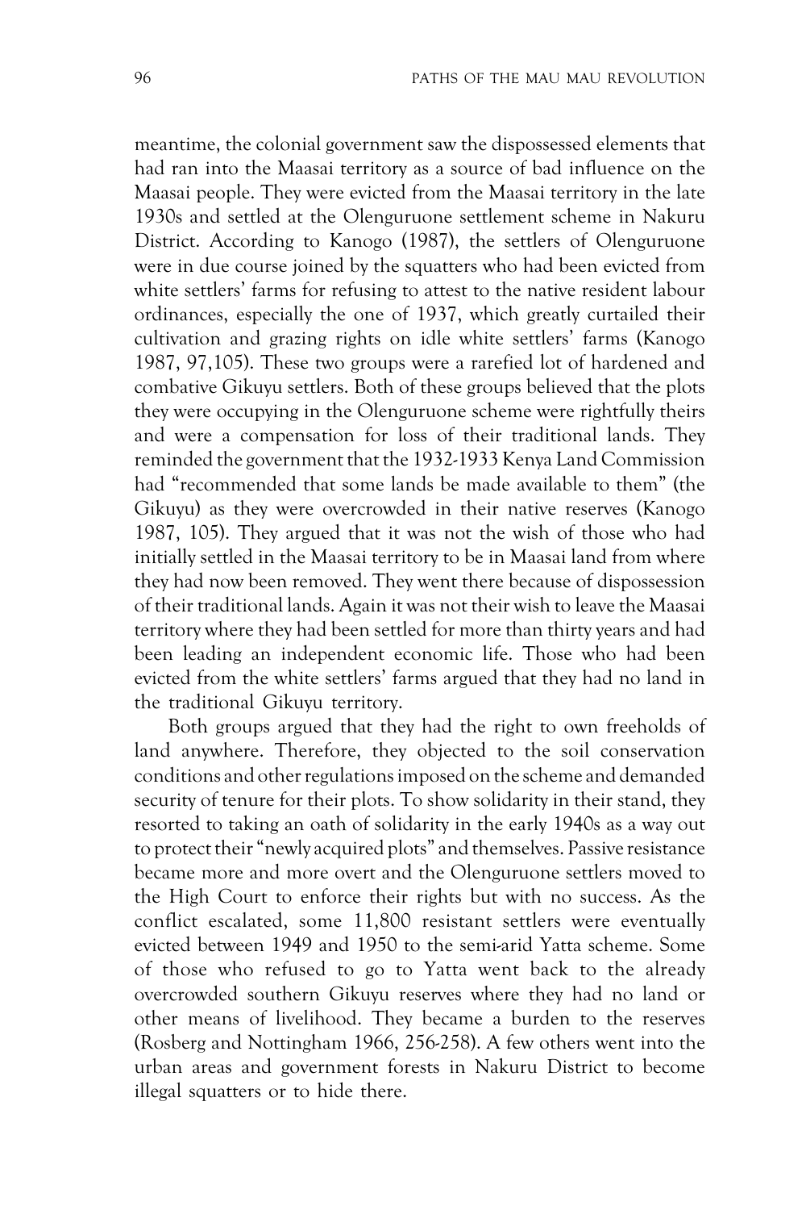meantime, the colonial government saw the dispossessed elements that had ran into the Maasai territory as a source of bad influence on the Maasai people. They were evicted from the Maasai territory in the late 1930s and settled at the Olenguruone settlement scheme in Nakuru District. According to Kanogo (1987), the settlers of Olenguruone were in due course joined by the squatters who had been evicted from white settlers' farms for refusing to attest to the native resident labour ordinances, especially the one of 1937, which greatly curtailed their cultivation and grazing rights on idle white settlers' farms (Kanogo 1987, 97,105). These two groups were a rarefied lot of hardened and combative Gikuyu settlers. Both of these groups believed that the plots they were occupying in the Olenguruone scheme were rightfully theirs and were a compensation for loss of their traditional lands. They reminded the government that the 1932-1933 Kenya Land Commission had "recommended that some lands be made available to them" (the Gikuyu) as they were overcrowded in their native reserves (Kanogo 1987, 105). They argued that it was not the wish of those who had initially settled in the Maasai territory to be in Maasai land from where they had now been removed. They went there because of dispossession of their traditional lands. Again it was not their wish to leave the Maasai territory where they had been settled for more than thirty years and had been leading an independent economic life. Those who had been evicted from the white settlers' farms argued that they had no land in the traditional Gikuyu territory.

Both groups argued that they had the right to own freeholds of land anywhere. Therefore, they objected to the soil conservation conditions and other regulations imposed on the scheme and demanded security of tenure for their plots. To show solidarity in their stand, they resorted to taking an oath of solidarity in the early 1940s as a way out to protect their "newly acquired plots" and themselves. Passive resistance became more and more overt and the Olenguruone settlers moved to the High Court to enforce their rights but with no success. As the conflict escalated, some 11,800 resistant settlers were eventually evicted between 1949 and 1950 to the semi-arid Yatta scheme. Some of those who refused to go to Yatta went back to the already overcrowded southern Gikuyu reserves where they had no land or other means of livelihood. They became a burden to the reserves (Rosberg and Nottingham 1966, 256-258). A few others went into the urban areas and government forests in Nakuru District to become illegal squatters or to hide there.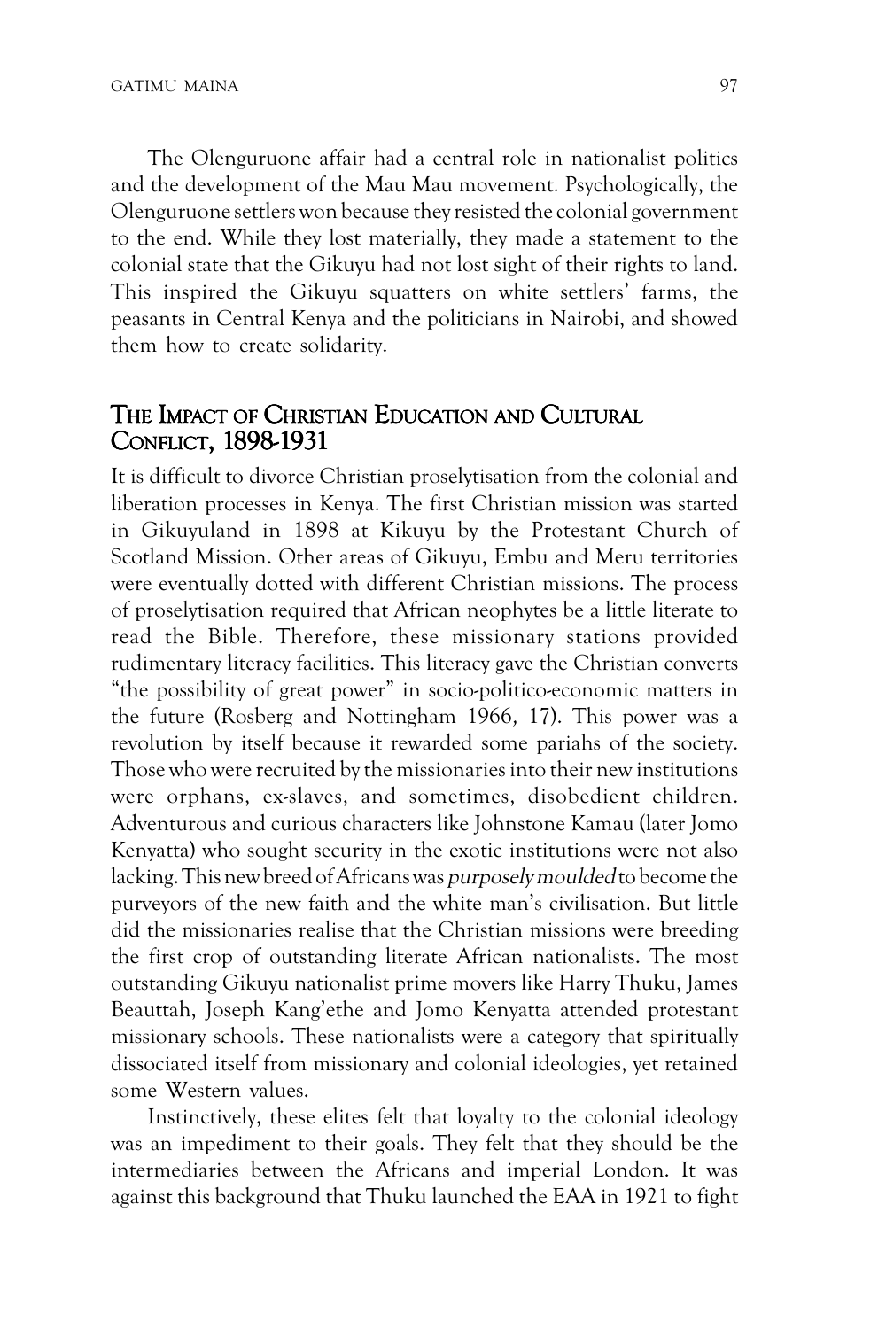The Olenguruone affair had a central role in nationalist politics and the development of the Mau Mau movement. Psychologically, the Olenguruone settlers won because they resisted the colonial government to the end. While they lost materially, they made a statement to the colonial state that the Gikuyu had not lost sight of their rights to land. This inspired the Gikuyu squatters on white settlers' farms, the peasants in Central Kenya and the politicians in Nairobi, and showed them how to create solidarity.

## The Impact of Christian Education and Cultural Conflict, 1898-1931

It is difficult to divorce Christian proselytisation from the colonial and liberation processes in Kenya. The first Christian mission was started in Gikuyuland in 1898 at Kikuyu by the Protestant Church of Scotland Mission. Other areas of Gikuyu, Embu and Meru territories were eventually dotted with different Christian missions. The process of proselytisation required that African neophytes be a little literate to read the Bible. Therefore, these missionary stations provided rudimentary literacy facilities. This literacy gave the Christian converts "the possibility of great power" in socio-politico-economic matters in the future (Rosberg and Nottingham 1966, 17). This power was a revolution by itself because it rewarded some pariahs of the society. Those who were recruited by the missionaries into their new institutions were orphans, ex-slaves, and sometimes, disobedient children. Adventurous and curious characters like Johnstone Kamau (later Jomo Kenyatta) who sought security in the exotic institutions were not also lacking. This new breed of Africans was *purposely moulded* to become the purveyors of the new faith and the white man's civilisation. But little did the missionaries realise that the Christian missions were breeding the first crop of outstanding literate African nationalists. The most outstanding Gikuyu nationalist prime movers like Harry Thuku, James Beauttah, Joseph Kang'ethe and Jomo Kenyatta attended protestant missionary schools. These nationalists were a category that spiritually dissociated itself from missionary and colonial ideologies, yet retained some Western values.

Instinctively, these elites felt that loyalty to the colonial ideology was an impediment to their goals. They felt that they should be the intermediaries between the Africans and imperial London. It was against this background that Thuku launched the EAA in 1921 to fight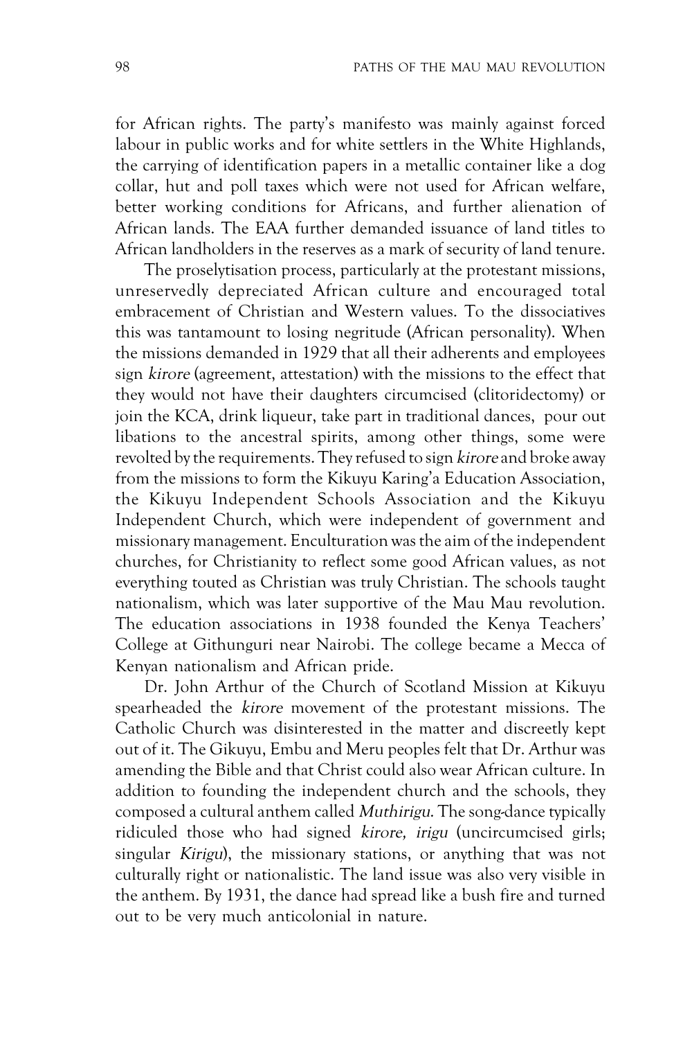for African rights. The party's manifesto was mainly against forced labour in public works and for white settlers in the White Highlands, the carrying of identification papers in a metallic container like a dog collar, hut and poll taxes which were not used for African welfare, better working conditions for Africans, and further alienation of African lands. The EAA further demanded issuance of land titles to African landholders in the reserves as a mark of security of land tenure.

The proselytisation process, particularly at the protestant missions, unreservedly depreciated African culture and encouraged total embracement of Christian and Western values. To the dissociatives this was tantamount to losing negritude (African personality). When the missions demanded in 1929 that all their adherents and employees sign *kirore* (agreement, attestation) with the missions to the effect that they would not have their daughters circumcised (clitoridectomy) or join the KCA, drink liqueur, take part in traditional dances, pour out libations to the ancestral spirits, among other things, some were revolted by the requirements. They refused to sign *kirore* and broke away from the missions to form the Kikuyu Karing'a Education Association, the Kikuyu Independent Schools Association and the Kikuyu Independent Church, which were independent of government and missionary management. Enculturation was the aim of the independent churches, for Christianity to reflect some good African values, as not everything touted as Christian was truly Christian. The schools taught nationalism, which was later supportive of the Mau Mau revolution. The education associations in 1938 founded the Kenya Teachers' College at Githunguri near Nairobi. The college became a Mecca of Kenyan nationalism and African pride.

Dr. John Arthur of the Church of Scotland Mission at Kikuyu spearheaded the *kirore* movement of the protestant missions. The Catholic Church was disinterested in the matter and discreetly kept out of it. The Gikuyu, Embu and Meru peoples felt that Dr. Arthur was amending the Bible and that Christ could also wear African culture. In addition to founding the independent church and the schools, they composed a cultural anthem called *Muthirigu*. The song-dance typically ridiculed those who had signed *kirore, irigu* (uncircumcised girls; singular *Kirigu*), the missionary stations, or anything that was not culturally right or nationalistic. The land issue was also very visible in the anthem. By 1931, the dance had spread like a bush fire and turned out to be very much anticolonial in nature.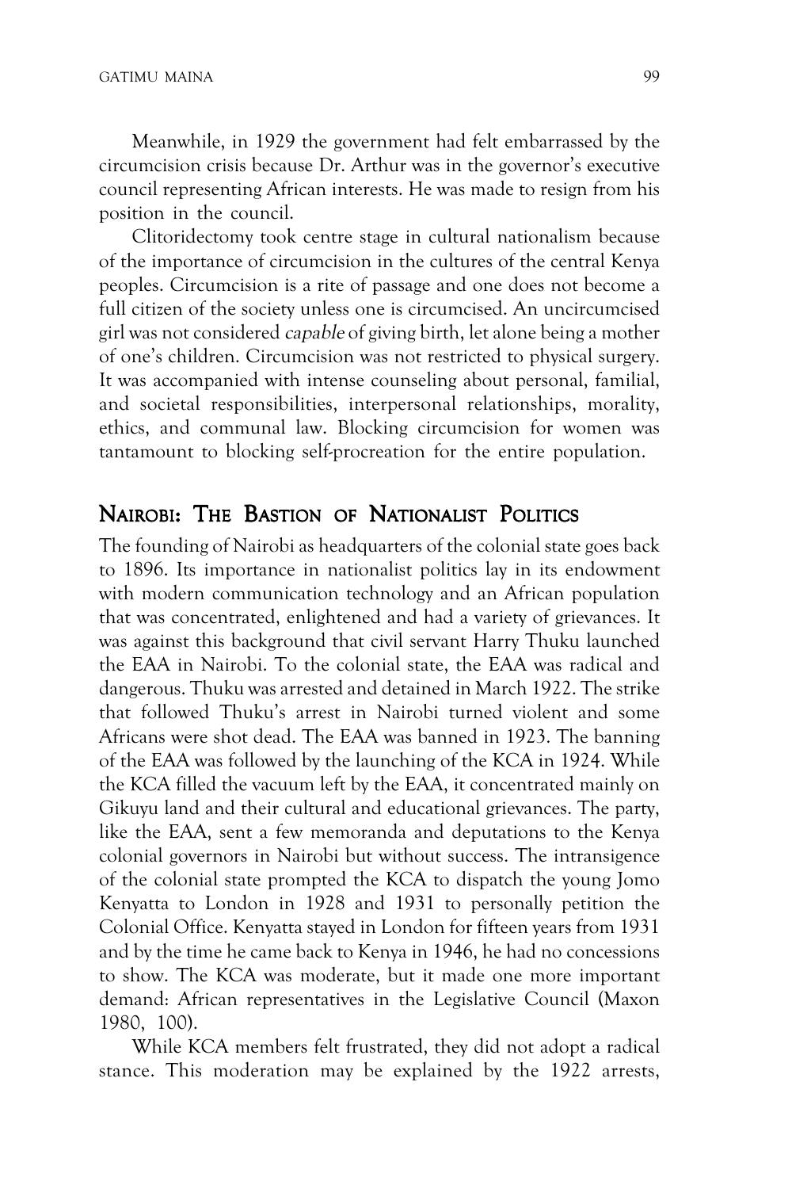Meanwhile, in 1929 the government had felt embarrassed by the circumcision crisis because Dr. Arthur was in the governor's executive council representing African interests. He was made to resign from his position in the council.

Clitoridectomy took centre stage in cultural nationalism because of the importance of circumcision in the cultures of the central Kenya peoples. Circumcision is a rite of passage and one does not become a full citizen of the society unless one is circumcised. An uncircumcised girl was not considered *capable* of giving birth, let alone being a mother of one's children. Circumcision was not restricted to physical surgery. It was accompanied with intense counseling about personal, familial, and societal responsibilities, interpersonal relationships, morality, ethics, and communal law. Blocking circumcision for women was tantamount to blocking self-procreation for the entire population.

## Nairobi: The Bastion of Nationalist Politics

The founding of Nairobi as headquarters of the colonial state goes back to 1896. Its importance in nationalist politics lay in its endowment with modern communication technology and an African population that was concentrated, enlightened and had a variety of grievances. It was against this background that civil servant Harry Thuku launched the EAA in Nairobi. To the colonial state, the EAA was radical and dangerous. Thuku was arrested and detained in March 1922. The strike that followed Thuku's arrest in Nairobi turned violent and some Africans were shot dead. The EAA was banned in 1923. The banning of the EAA was followed by the launching of the KCA in 1924. While the KCA filled the vacuum left by the EAA, it concentrated mainly on Gikuyu land and their cultural and educational grievances. The party, like the EAA, sent a few memoranda and deputations to the Kenya colonial governors in Nairobi but without success. The intransigence of the colonial state prompted the KCA to dispatch the young Jomo Kenyatta to London in 1928 and 1931 to personally petition the Colonial Office. Kenyatta stayed in London for fifteen years from 1931 and by the time he came back to Kenya in 1946, he had no concessions to show. The KCA was moderate, but it made one more important demand: African representatives in the Legislative Council (Maxon 1980, 100).

While KCA members felt frustrated, they did not adopt a radical stance. This moderation may be explained by the 1922 arrests,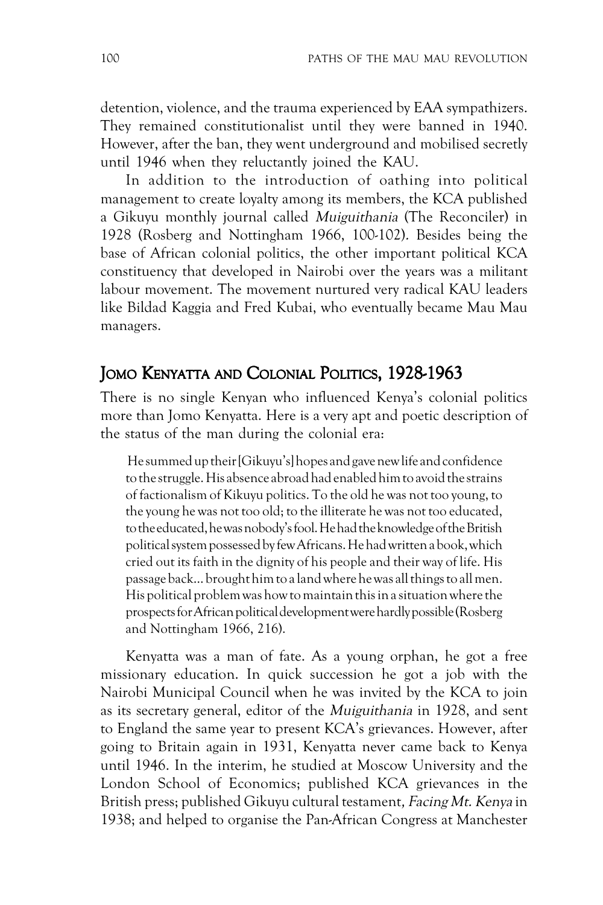detention, violence, and the trauma experienced by EAA sympathizers. They remained constitutionalist until they were banned in 1940. However, after the ban, they went underground and mobilised secretly until 1946 when they reluctantly joined the KAU.

In addition to the introduction of oathing into political management to create loyalty among its members, the KCA published a Gikuyu monthly journal called *Muiguithania* (The Reconciler) in 1928 (Rosberg and Nottingham 1966, 100-102). Besides being the base of African colonial politics, the other important political KCA constituency that developed in Nairobi over the years was a militant labour movement. The movement nurtured very radical KAU leaders like Bildad Kaggia and Fred Kubai, who eventually became Mau Mau managers.

## Jomo Kenyatta and Colonial Politics, 1928-1963

There is no single Kenyan who influenced Kenya's colonial politics more than Jomo Kenyatta. Here is a very apt and poetic description of the status of the man during the colonial era:

> He summed up their [Gikuyu's] hopes and gave new life and confidence to the struggle. His absence abroad had enabled him to avoid the strains of factionalism of Kikuyu politics. To the old he was not too young, to the young he was not too old; to the illiterate he was not too educated, to the educated, he was nobody's fool. He had the knowledge of the British political system possessed by few Africans. He had written a book, which cried out its faith in the dignity of his people and their way of life. His passage back... brought him to a land where he was all things to all men. His political problem was how to maintain this in a situation where the prospects for African political development were hardly possible (Rosberg and Nottingham 1966, 216).

Kenyatta was a man of fate. As a young orphan, he got a free missionary education. In quick succession he got a job with the Nairobi Municipal Council when he was invited by the KCA to join as its secretary general, editor of the *Muiguithania* in 1928, and sent to England the same year to present KCA's grievances. However, after going to Britain again in 1931, Kenyatta never came back to Kenya until 1946. In the interim, he studied at Moscow University and the London School of Economics; published KCA grievances in the British press; published Gikuyu cultural testament, *Facing Mt. Kenya* in 1938; and helped to organise the Pan-African Congress at Manchester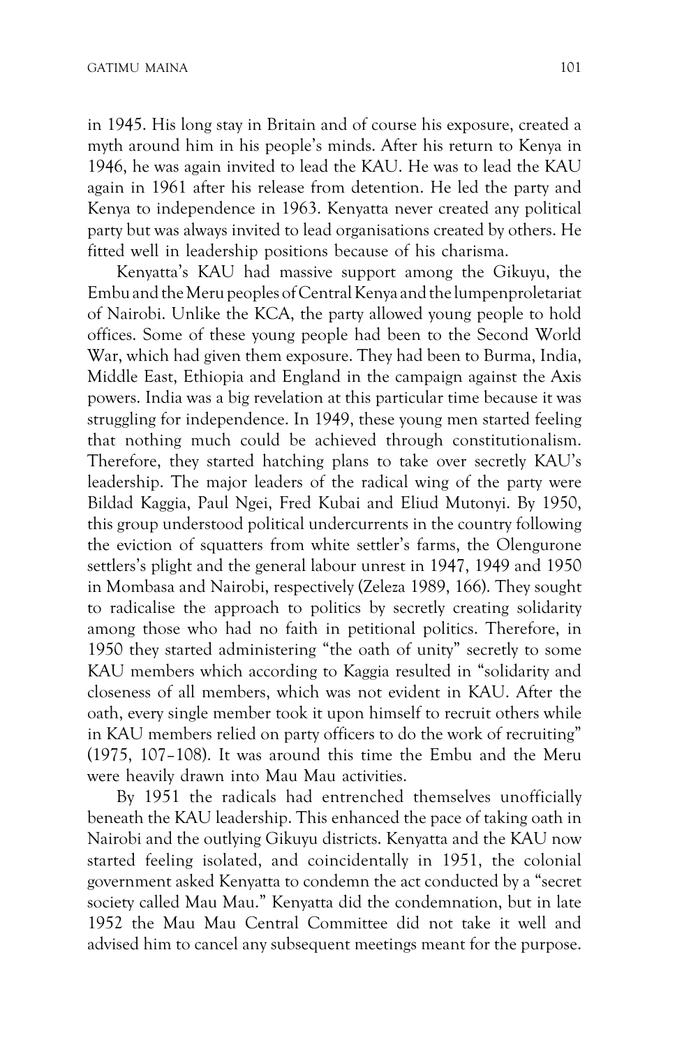in 1945. His long stay in Britain and of course his exposure, created a myth around him in his people's minds. After his return to Kenya in 1946, he was again invited to lead the KAU. He was to lead the KAU again in 1961 after his release from detention. He led the party and Kenya to independence in 1963. Kenyatta never created any political party but was always invited to lead organisations created by others. He fitted well in leadership positions because of his charisma.

Kenyatta's KAU had massive support among the Gikuyu, the Embu and the Meru peoples of Central Kenya and the lumpenproletariat of Nairobi. Unlike the KCA, the party allowed young people to hold offices. Some of these young people had been to the Second World War, which had given them exposure. They had been to Burma, India, Middle East, Ethiopia and England in the campaign against the Axis powers. India was a big revelation at this particular time because it was struggling for independence. In 1949, these young men started feeling that nothing much could be achieved through constitutionalism. Therefore, they started hatching plans to take over secretly KAU's leadership. The major leaders of the radical wing of the party were Bildad Kaggia, Paul Ngei, Fred Kubai and Eliud Mutonyi. By 1950, this group understood political undercurrents in the country following the eviction of squatters from white settler's farms, the Olengurone settlers's plight and the general labour unrest in 1947, 1949 and 1950 in Mombasa and Nairobi, respectively (Zeleza 1989, 166). They sought to radicalise the approach to politics by secretly creating solidarity among those who had no faith in petitional politics. Therefore, in 1950 they started administering "the oath of unity" secretly to some KAU members which according to Kaggia resulted in "solidarity and closeness of all members, which was not evident in KAU. After the oath, every single member took it upon himself to recruit others while in KAU members relied on party officers to do the work of recruiting" (1975, 107–108). It was around this time the Embu and the Meru were heavily drawn into Mau Mau activities.

By 1951 the radicals had entrenched themselves unofficially beneath the KAU leadership. This enhanced the pace of taking oath in Nairobi and the outlying Gikuyu districts. Kenyatta and the KAU now started feeling isolated, and coincidentally in 1951, the colonial government asked Kenyatta to condemn the act conducted by a "secret society called Mau Mau." Kenyatta did the condemnation, but in late 1952 the Mau Mau Central Committee did not take it well and advised him to cancel any subsequent meetings meant for the purpose.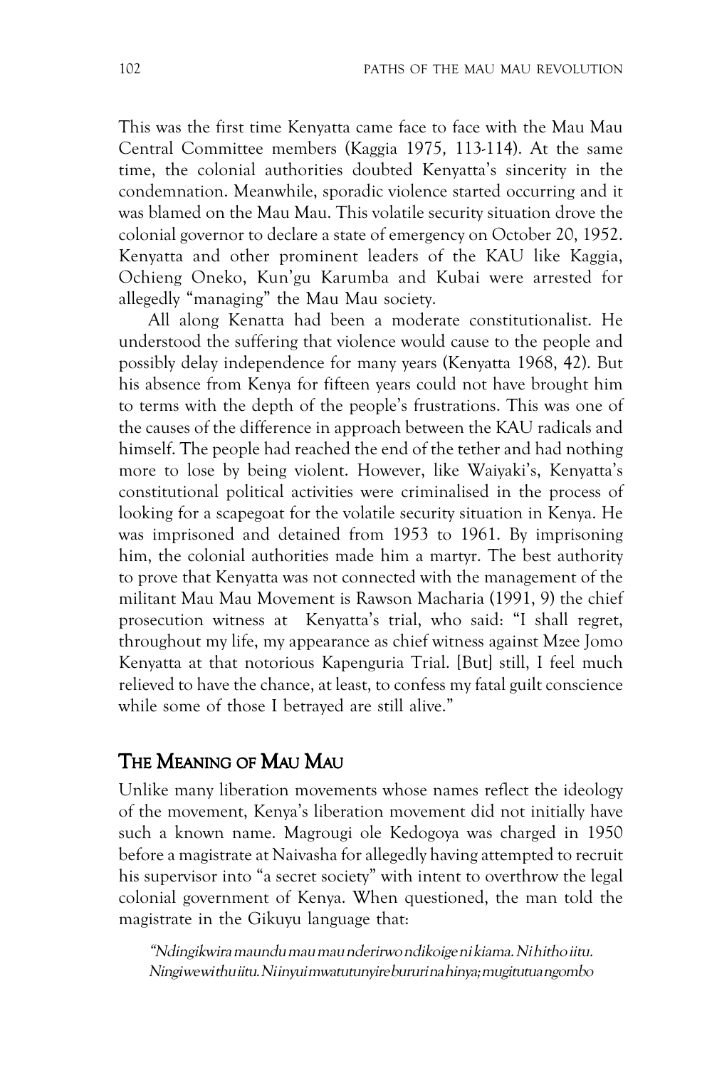This was the first time Kenyatta came face to face with the Mau Mau Central Committee members (Kaggia 1975*,* 113-114). At the same time, the colonial authorities doubted Kenyatta's sincerity in the condemnation. Meanwhile, sporadic violence started occurring and it was blamed on the Mau Mau. This volatile security situation drove the colonial governor to declare a state of emergency on October 20, 1952. Kenyatta and other prominent leaders of the KAU like Kaggia, Ochieng Oneko, Kun'gu Karumba and Kubai were arrested for allegedly "managing" the Mau Mau society.

All along Kenatta had been a moderate constitutionalist. He understood the suffering that violence would cause to the people and possibly delay independence for many years (Kenyatta 1968, 42). But his absence from Kenya for fifteen years could not have brought him to terms with the depth of the people's frustrations. This was one of the causes of the difference in approach between the KAU radicals and himself. The people had reached the end of the tether and had nothing more to lose by being violent. However, like Waiyaki's, Kenyatta's constitutional political activities were criminalised in the process of looking for a scapegoat for the volatile security situation in Kenya. He was imprisoned and detained from 1953 to 1961. By imprisoning him, the colonial authorities made him a martyr. The best authority to prove that Kenyatta was not connected with the management of the militant Mau Mau Movement is Rawson Macharia (1991, 9) the chief prosecution witness at Kenyatta's trial, who said: "I shall regret, throughout my life, my appearance as chief witness against Mzee Jomo Kenyatta at that notorious Kapenguria Trial. [But] still, I feel much relieved to have the chance, at least, to confess my fatal guilt conscience while some of those I betrayed are still alive."

## The Meaning of Mau Mau

Unlike many liberation movements whose names reflect the ideology of the movement, Kenya's liberation movement did not initially have such a known name. Magrougi ole Kedogoya was charged in 1950 before a magistrate at Naivasha for allegedly having attempted to recruit his supervisor into "a secret society" with intent to overthrow the legal colonial government of Kenya. When questioned, the man told the magistrate in the Gikuyu language that:

> *"Ndingikwira maundu mau mau nderirwo ndikoige ni kiama. Ni hitho iitu. Ningi we wi thu iitu. Ni inyui mwatutunyire bururi na hinya; mugitutua ngombo*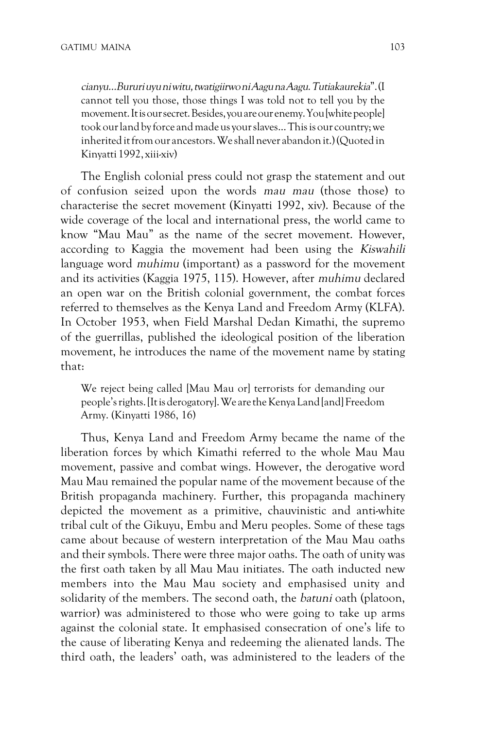> *cianyu…Bururi uyu ni witu, twatigiirwo ni Aagu na Aagu. Tutiakaurekia*". (I cannot tell you those, those things I was told not to tell you by the movement. It is our secret. Besides, you are our enemy. You [white people] took our land by force and made us your slaves… This is our country; we inherited it from our ancestors. We shall never abandon it.) (Quoted in Kinyatti 1992, xiii-xiv)

The English colonial press could not grasp the statement and out of confusion seized upon the words *mau mau* (those those) to characterise the secret movement (Kinyatti 1992, xiv). Because of the wide coverage of the local and international press, the world came to know "Mau Mau" as the name of the secret movement. However, according to Kaggia the movement had been using the *Kiswahili* language word *muhimu* (important) as a password for the movement and its activities (Kaggia 1975, 115). However, after *muhimu* declared an open war on the British colonial government, the combat forces referred to themselves as the Kenya Land and Freedom Army (KLFA). In October 1953, when Field Marshal Dedan Kimathi, the supremo of the guerrillas, published the ideological position of the liberation movement, he introduces the name of the movement name by stating that:

> We reject being called [Mau Mau or] terrorists for demanding our people's rights. [It is derogatory]. We are the Kenya Land [and] Freedom Army. (Kinyatti 1986, 16)

Thus, Kenya Land and Freedom Army became the name of the liberation forces by which Kimathi referred to the whole Mau Mau movement, passive and combat wings. However, the derogative word Mau Mau remained the popular name of the movement because of the British propaganda machinery. Further, this propaganda machinery depicted the movement as a primitive, chauvinistic and anti-white tribal cult of the Gikuyu, Embu and Meru peoples. Some of these tags came about because of western interpretation of the Mau Mau oaths and their symbols. There were three major oaths. The oath of unity was the first oath taken by all Mau Mau initiates. The oath inducted new members into the Mau Mau society and emphasised unity and solidarity of the members. The second oath, the *batuni* oath (platoon, warrior) was administered to those who were going to take up arms against the colonial state. It emphasised consecration of one's life to the cause of liberating Kenya and redeeming the alienated lands. The third oath, the leaders' oath, was administered to the leaders of the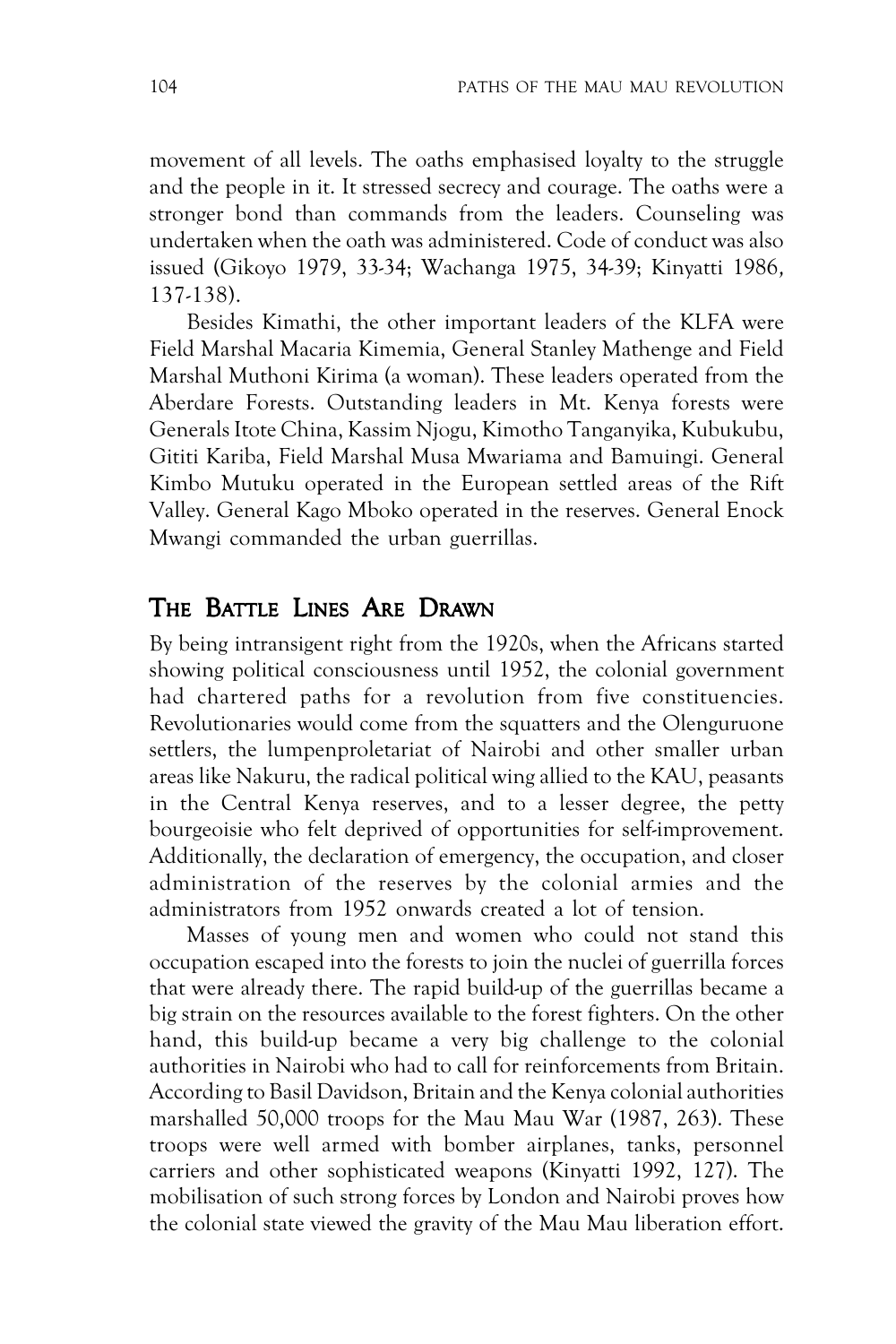movement of all levels. The oaths emphasised loyalty to the struggle and the people in it. It stressed secrecy and courage. The oaths were a stronger bond than commands from the leaders. Counseling was undertaken when the oath was administered. Code of conduct was also issued (Gikoyo 1979, 33-34; Wachanga 1975, 34-39; Kinyatti 1986, 137-138).

Besides Kimathi, the other important leaders of the KLFA were Field Marshal Macaria Kimemia, General Stanley Mathenge and Field Marshal Muthoni Kirima (a woman). These leaders operated from the Aberdare Forests. Outstanding leaders in Mt. Kenya forests were Generals Itote China, Kassim Njogu, Kimotho Tanganyika, Kubukubu, Gititi Kariba, Field Marshal Musa Mwariama and Bamuingi. General Kimbo Mutuku operated in the European settled areas of the Rift Valley. General Kago Mboko operated in the reserves. General Enock Mwangi commanded the urban guerrillas.

## The Battle Lines Are Drawn

By being intransigent right from the 1920s, when the Africans started showing political consciousness until 1952, the colonial government had chartered paths for a revolution from five constituencies. Revolutionaries would come from the squatters and the Olenguruone settlers, the lumpenproletariat of Nairobi and other smaller urban areas like Nakuru, the radical political wing allied to the KAU, peasants in the Central Kenya reserves, and to a lesser degree, the petty bourgeoisie who felt deprived of opportunities for self-improvement. Additionally, the declaration of emergency, the occupation, and closer administration of the reserves by the colonial armies and the administrators from 1952 onwards created a lot of tension.

Masses of young men and women who could not stand this occupation escaped into the forests to join the nuclei of guerrilla forces that were already there. The rapid build-up of the guerrillas became a big strain on the resources available to the forest fighters. On the other hand, this build-up became a very big challenge to the colonial authorities in Nairobi who had to call for reinforcements from Britain. According to Basil Davidson, Britain and the Kenya colonial authorities marshalled 50,000 troops for the Mau Mau War (1987, 263). These troops were well armed with bomber airplanes, tanks, personnel carriers and other sophisticated weapons (Kinyatti 1992, 127). The mobilisation of such strong forces by London and Nairobi proves how the colonial state viewed the gravity of the Mau Mau liberation effort.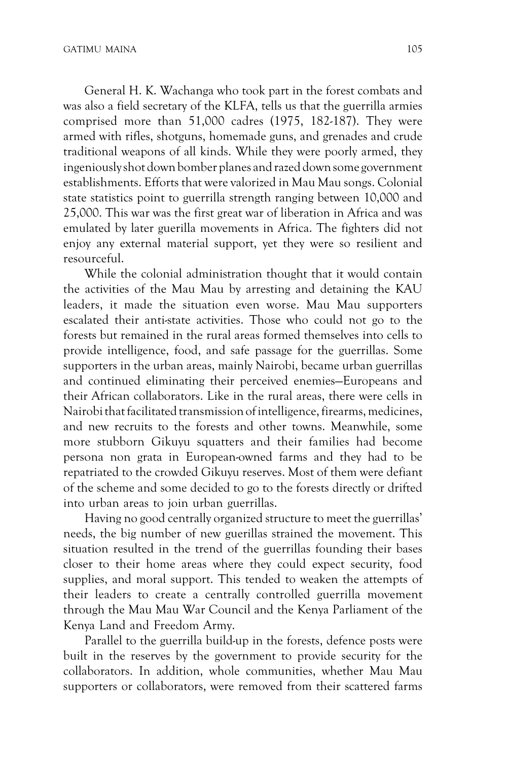General H. K. Wachanga who took part in the forest combats and was also a field secretary of the KLFA, tells us that the guerrilla armies comprised more than 51,000 cadres (1975, 182-187). They were armed with rifles, shotguns, homemade guns, and grenades and crude traditional weapons of all kinds. While they were poorly armed, they ingeniously shot down bomber planes and razed down some government establishments. Efforts that were valorized in Mau Mau songs. Colonial state statistics point to guerrilla strength ranging between 10,000 and 25,000. This war was the first great war of liberation in Africa and was emulated by later guerilla movements in Africa. The fighters did not enjoy any external material support, yet they were so resilient and resourceful.

While the colonial administration thought that it would contain the activities of the Mau Mau by arresting and detaining the KAU leaders, it made the situation even worse. Mau Mau supporters escalated their anti-state activities. Those who could not go to the forests but remained in the rural areas formed themselves into cells to provide intelligence, food, and safe passage for the guerrillas. Some supporters in the urban areas, mainly Nairobi, became urban guerrillas and continued eliminating their perceived enemies—Europeans and their African collaborators. Like in the rural areas, there were cells in Nairobi that facilitated transmission of intelligence, firearms, medicines, and new recruits to the forests and other towns. Meanwhile, some more stubborn Gikuyu squatters and their families had become persona non grata in European-owned farms and they had to be repatriated to the crowded Gikuyu reserves. Most of them were defiant of the scheme and some decided to go to the forests directly or drifted into urban areas to join urban guerrillas.

Having no good centrally organized structure to meet the guerrillas' needs, the big number of new guerillas strained the movement. This situation resulted in the trend of the guerrillas founding their bases closer to their home areas where they could expect security, food supplies, and moral support. This tended to weaken the attempts of their leaders to create a centrally controlled guerrilla movement through the Mau Mau War Council and the Kenya Parliament of the Kenya Land and Freedom Army.

Parallel to the guerrilla build-up in the forests, defence posts were built in the reserves by the government to provide security for the collaborators. In addition, whole communities, whether Mau Mau supporters or collaborators, were removed from their scattered farms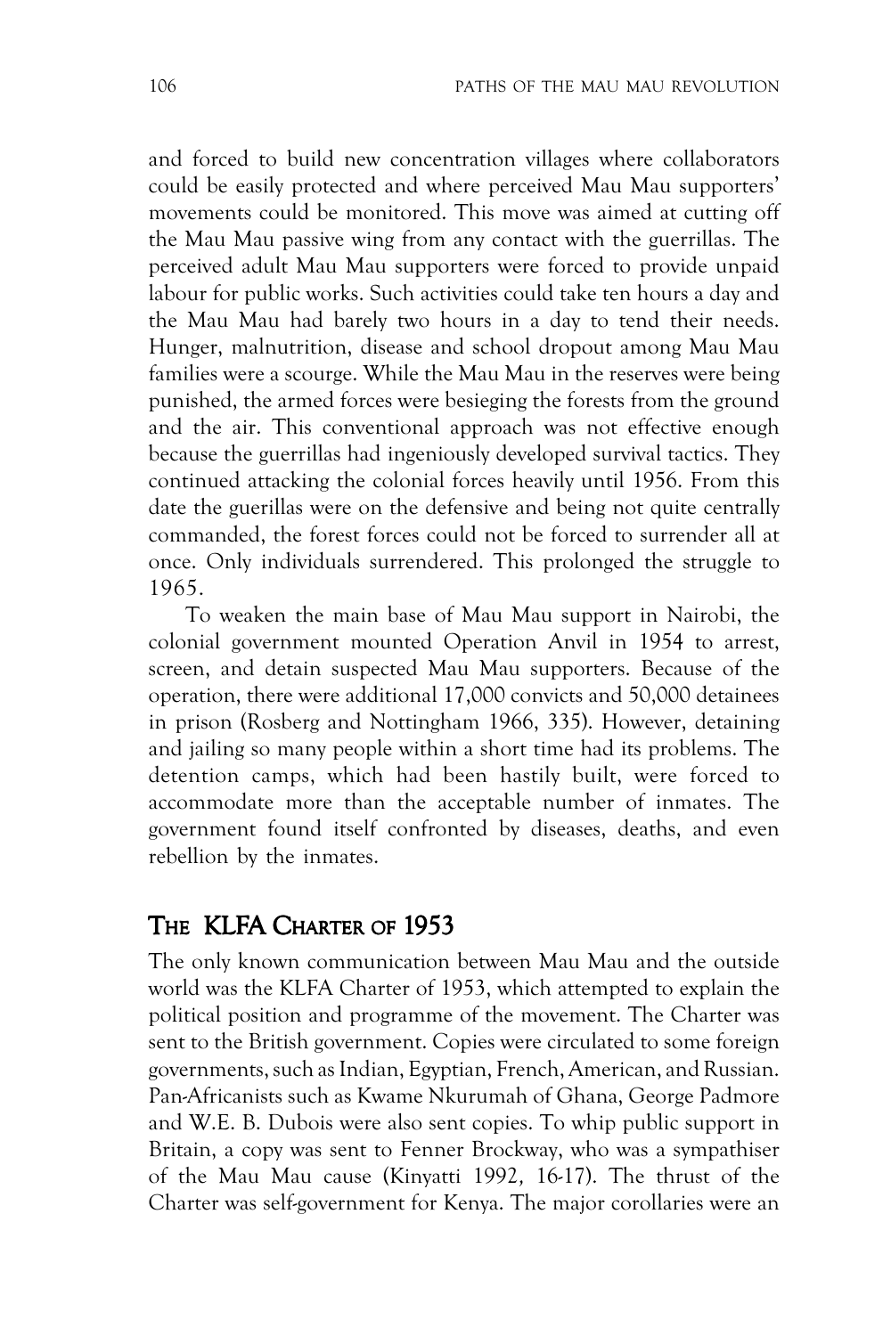and forced to build new concentration villages where collaborators could be easily protected and where perceived Mau Mau supporters' movements could be monitored. This move was aimed at cutting off the Mau Mau passive wing from any contact with the guerrillas. The perceived adult Mau Mau supporters were forced to provide unpaid labour for public works. Such activities could take ten hours a day and the Mau Mau had barely two hours in a day to tend their needs. Hunger, malnutrition, disease and school dropout among Mau Mau families were a scourge. While the Mau Mau in the reserves were being punished, the armed forces were besieging the forests from the ground and the air. This conventional approach was not effective enough because the guerrillas had ingeniously developed survival tactics. They continued attacking the colonial forces heavily until 1956. From this date the guerillas were on the defensive and being not quite centrally commanded, the forest forces could not be forced to surrender all at once. Only individuals surrendered. This prolonged the struggle to 1965.

To weaken the main base of Mau Mau support in Nairobi, the colonial government mounted Operation Anvil in 1954 to arrest, screen, and detain suspected Mau Mau supporters. Because of the operation, there were additional 17,000 convicts and 50,000 detainees in prison (Rosberg and Nottingham 1966, 335). However, detaining and jailing so many people within a short time had its problems. The detention camps, which had been hastily built, were forced to accommodate more than the acceptable number of inmates. The government found itself confronted by diseases, deaths, and even rebellion by the inmates.

## The KLFA Charter of 1953

The only known communication between Mau Mau and the outside world was the KLFA Charter of 1953, which attempted to explain the political position and programme of the movement. The Charter was sent to the British government. Copies were circulated to some foreign governments, such as Indian, Egyptian, French, American, and Russian. Pan-Africanists such as Kwame Nkurumah of Ghana, George Padmore and W.E. B. Dubois were also sent copies. To whip public support in Britain, a copy was sent to Fenner Brockway, who was a sympathiser of the Mau Mau cause (Kinyatti 1992*,* 16-17). The thrust of the Charter was self-government for Kenya. The major corollaries were an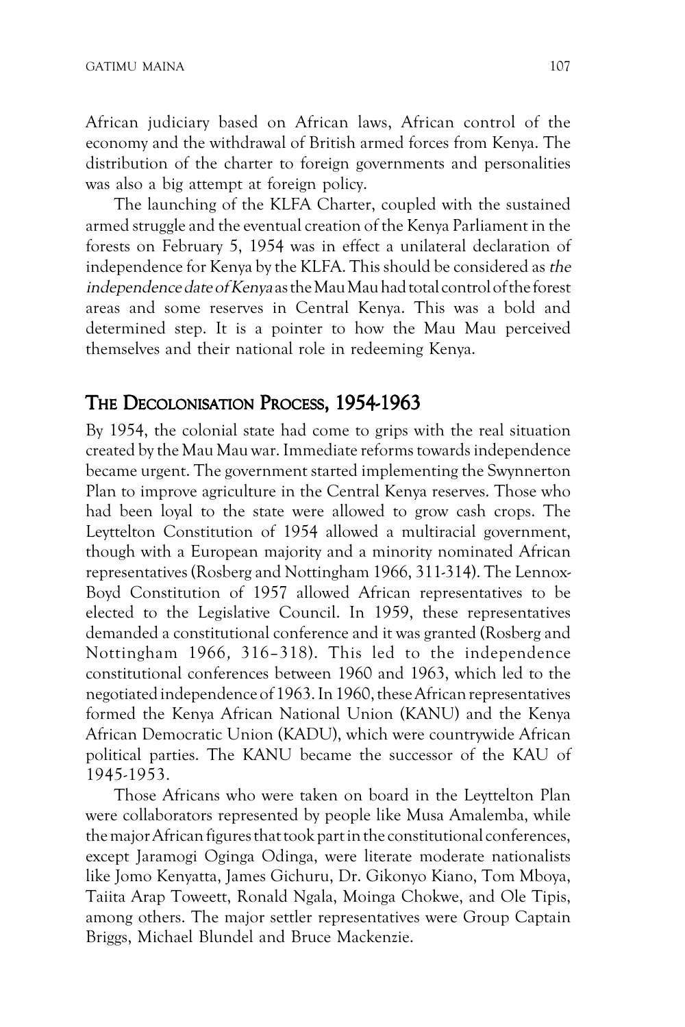African judiciary based on African laws, African control of the economy and the withdrawal of British armed forces from Kenya. The distribution of the charter to foreign governments and personalities was also a big attempt at foreign policy.

The launching of the KLFA Charter, coupled with the sustained armed struggle and the eventual creation of the Kenya Parliament in the forests on February 5, 1954 was in effect a unilateral declaration of independence for Kenya by the KLFA. This should be considered as *the independence date of Kenya* as the Mau Mau had total control of the forest areas and some reserves in Central Kenya. This was a bold and determined step. It is a pointer to how the Mau Mau perceived themselves and their national role in redeeming Kenya.

## The Decolonisation Process, 1954-1963

By 1954, the colonial state had come to grips with the real situation created by the Mau Mau war. Immediate reforms towards independence became urgent. The government started implementing the Swynnerton Plan to improve agriculture in the Central Kenya reserves. Those who had been loyal to the state were allowed to grow cash crops. The Leyttelton Constitution of 1954 allowed a multiracial government, though with a European majority and a minority nominated African representatives (Rosberg and Nottingham 1966, 311-314). The Lennox-Boyd Constitution of 1957 allowed African representatives to be elected to the Legislative Council. In 1959, these representatives demanded a constitutional conference and it was granted (Rosberg and Nottingham 1966, 316–318). This led to the independence constitutional conferences between 1960 and 1963, which led to the negotiated independence of 1963. In 1960, these African representatives formed the Kenya African National Union (KANU) and the Kenya African Democratic Union (KADU), which were countrywide African political parties. The KANU became the successor of the KAU of 1945-1953.

Those Africans who were taken on board in the Leyttelton Plan were collaborators represented by people like Musa Amalemba, while the major African figures that took part in the constitutional conferences, except Jaramogi Oginga Odinga, were literate moderate nationalists like Jomo Kenyatta, James Gichuru, Dr. Gikonyo Kiano, Tom Mboya, Taiita Arap Toweett, Ronald Ngala, Moinga Chokwe, and Ole Tipis, among others. The major settler representatives were Group Captain Briggs, Michael Blundel and Bruce Mackenzie.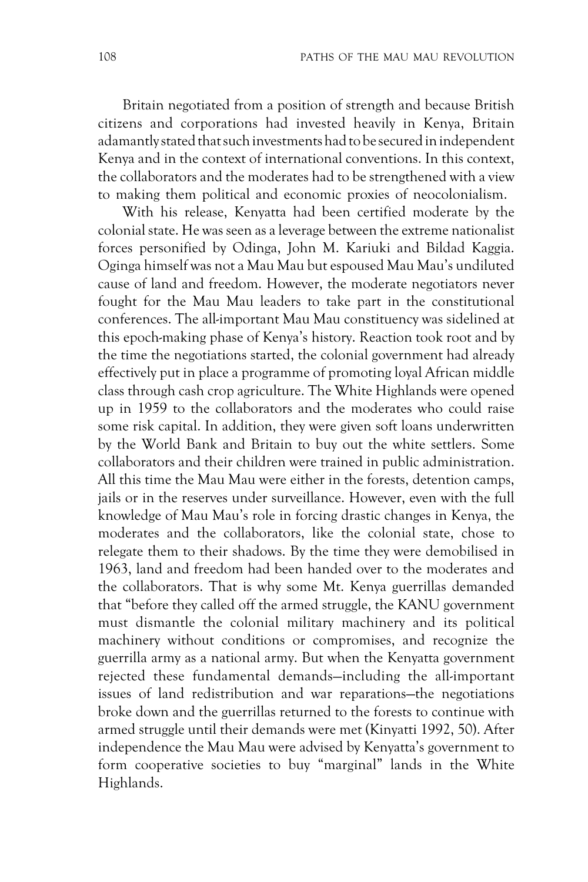Britain negotiated from a position of strength and because British citizens and corporations had invested heavily in Kenya, Britain adamantly stated that such investments had to be secured in independent Kenya and in the context of international conventions. In this context, the collaborators and the moderates had to be strengthened with a view to making them political and economic proxies of neocolonialism.

With his release, Kenyatta had been certified moderate by the colonial state. He was seen as a leverage between the extreme nationalist forces personified by Odinga, John M. Kariuki and Bildad Kaggia. Oginga himself was not a Mau Mau but espoused Mau Mau's undiluted cause of land and freedom. However, the moderate negotiators never fought for the Mau Mau leaders to take part in the constitutional conferences. The all-important Mau Mau constituency was sidelined at this epoch-making phase of Kenya's history. Reaction took root and by the time the negotiations started, the colonial government had already effectively put in place a programme of promoting loyal African middle class through cash crop agriculture. The White Highlands were opened up in 1959 to the collaborators and the moderates who could raise some risk capital. In addition, they were given soft loans underwritten by the World Bank and Britain to buy out the white settlers. Some collaborators and their children were trained in public administration. All this time the Mau Mau were either in the forests, detention camps, jails or in the reserves under surveillance. However, even with the full knowledge of Mau Mau's role in forcing drastic changes in Kenya, the moderates and the collaborators, like the colonial state, chose to relegate them to their shadows. By the time they were demobilised in 1963, land and freedom had been handed over to the moderates and the collaborators. That is why some Mt. Kenya guerrillas demanded that "before they called off the armed struggle, the KANU government must dismantle the colonial military machinery and its political machinery without conditions or compromises, and recognize the guerrilla army as a national army. But when the Kenyatta government rejected these fundamental demands—including the all-important issues of land redistribution and war reparations—the negotiations broke down and the guerrillas returned to the forests to continue with armed struggle until their demands were met (Kinyatti 1992, 50). After independence the Mau Mau were advised by Kenyatta's government to form cooperative societies to buy "marginal" lands in the White Highlands.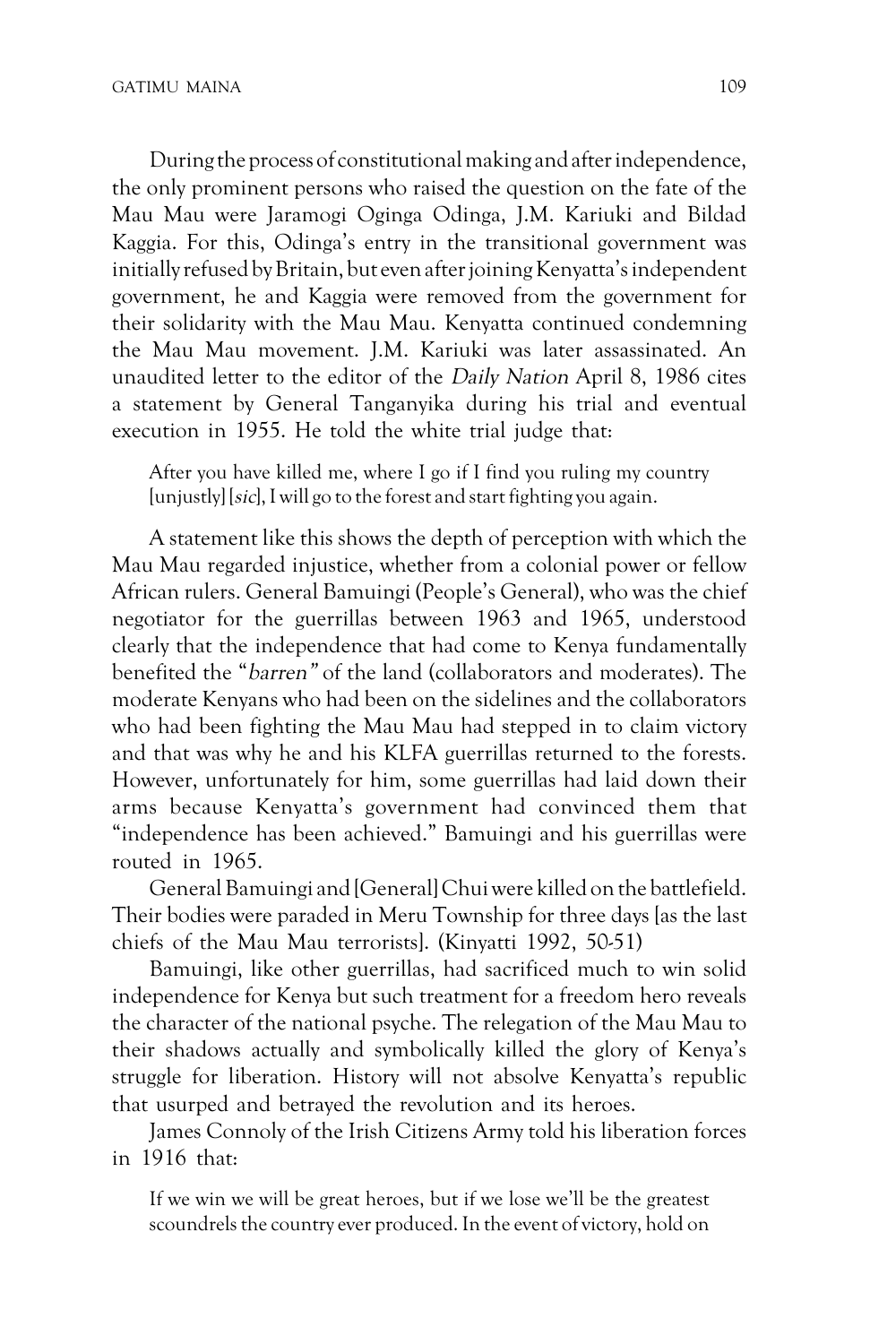During the process of constitutional making and after independence, the only prominent persons who raised the question on the fate of the Mau Mau were Jaramogi Oginga Odinga, J.M. Kariuki and Bildad Kaggia. For this, Odinga's entry in the transitional government was initially refused by Britain, but even after joining Kenyatta's independent government, he and Kaggia were removed from the government for their solidarity with the Mau Mau. Kenyatta continued condemning the Mau Mau movement. J.M. Kariuki was later assassinated. An unaudited letter to the editor of the *Daily Nation* April 8, 1986 cites a statement by General Tanganyika during his trial and eventual execution in 1955. He told the white trial judge that:

> After you have killed me, where I go if I find you ruling my country [unjustly] [*sic*], I will go to the forest and start fighting you again.

A statement like this shows the depth of perception with which the Mau Mau regarded injustice, whether from a colonial power or fellow African rulers. General Bamuingi (People's General), who was the chief negotiator for the guerrillas between 1963 and 1965, understood clearly that the independence that had come to Kenya fundamentally benefited the "*barren"* of the land (collaborators and moderates). The moderate Kenyans who had been on the sidelines and the collaborators who had been fighting the Mau Mau had stepped in to claim victory and that was why he and his KLFA guerrillas returned to the forests. However, unfortunately for him, some guerrillas had laid down their arms because Kenyatta's government had convinced them that "independence has been achieved." Bamuingi and his guerrillas were routed in 1965.

General Bamuingi and [General] Chui were killed on the battlefield. Their bodies were paraded in Meru Township for three days [as the last chiefs of the Mau Mau terrorists]. (Kinyatti 1992, 50-51)

Bamuingi, like other guerrillas, had sacrificed much to win solid independence for Kenya but such treatment for a freedom hero reveals the character of the national psyche. The relegation of the Mau Mau to their shadows actually and symbolically killed the glory of Kenya's struggle for liberation. History will not absolve Kenyatta's republic that usurped and betrayed the revolution and its heroes.

James Connoly of the Irish Citizens Army told his liberation forces in 1916 that:

> If we win we will be great heroes, but if we lose we'll be the greatest scoundrels the country ever produced. In the event of victory, hold on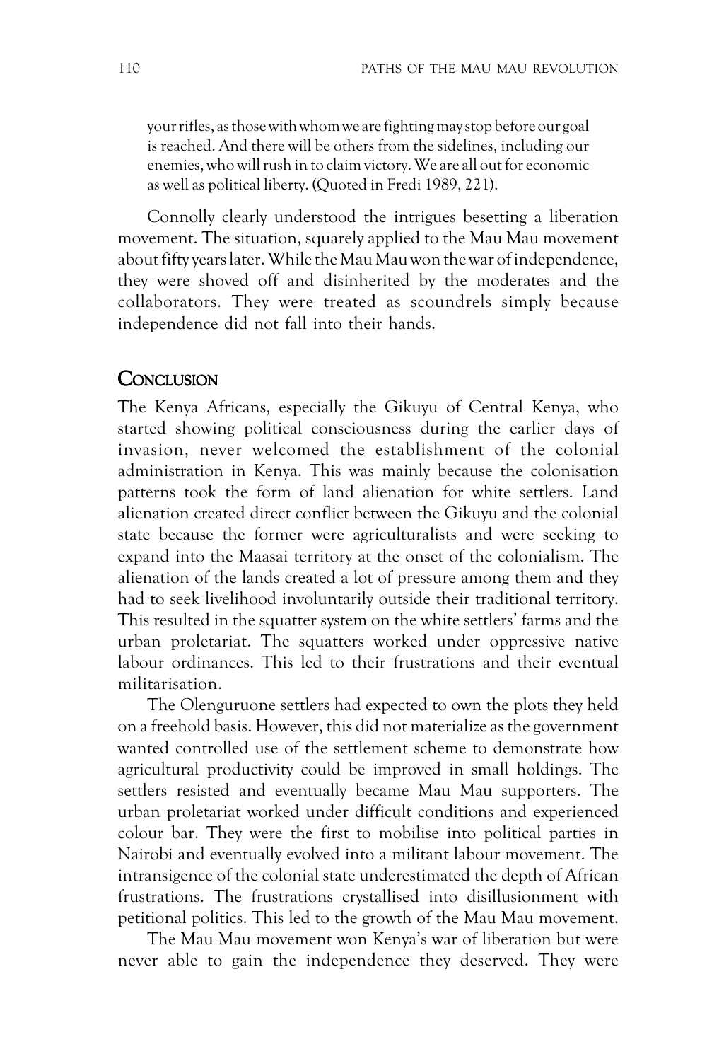> your rifles, as those with whom we are fighting may stop before our goal is reached. And there will be others from the sidelines, including our enemies, who will rush in to claim victory. We are all out for economic as well as political liberty. (Quoted in Fredi 1989, 221).

Connolly clearly understood the intrigues besetting a liberation movement. The situation, squarely applied to the Mau Mau movement about fifty years later. While the Mau Mau won the war of independence, they were shoved off and disinherited by the moderates and the collaborators. They were treated as scoundrels simply because independence did not fall into their hands.

## Conclusion

The Kenya Africans, especially the Gikuyu of Central Kenya, who started showing political consciousness during the earlier days of invasion, never welcomed the establishment of the colonial administration in Kenya. This was mainly because the colonisation patterns took the form of land alienation for white settlers. Land alienation created direct conflict between the Gikuyu and the colonial state because the former were agriculturalists and were seeking to expand into the Maasai territory at the onset of the colonialism. The alienation of the lands created a lot of pressure among them and they had to seek livelihood involuntarily outside their traditional territory. This resulted in the squatter system on the white settlers' farms and the urban proletariat. The squatters worked under oppressive native labour ordinances. This led to their frustrations and their eventual militarisation.

The Olenguruone settlers had expected to own the plots they held on a freehold basis. However, this did not materialize as the government wanted controlled use of the settlement scheme to demonstrate how agricultural productivity could be improved in small holdings. The settlers resisted and eventually became Mau Mau supporters. The urban proletariat worked under difficult conditions and experienced colour bar. They were the first to mobilise into political parties in Nairobi and eventually evolved into a militant labour movement. The intransigence of the colonial state underestimated the depth of African frustrations. The frustrations crystallised into disillusionment with petitional politics. This led to the growth of the Mau Mau movement.

The Mau Mau movement won Kenya's war of liberation but were never able to gain the independence they deserved. They were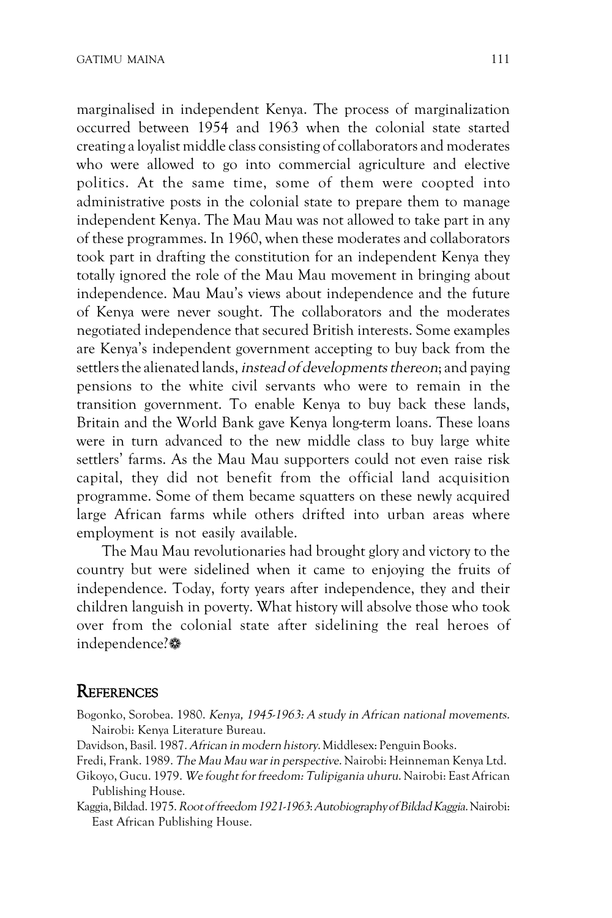marginalised in independent Kenya. The process of marginalization occurred between 1954 and 1963 when the colonial state started creating a loyalist middle class consisting of collaborators and moderates who were allowed to go into commercial agriculture and elective politics. At the same time, some of them were coopted into administrative posts in the colonial state to prepare them to manage independent Kenya. The Mau Mau was not allowed to take part in any of these programmes. In 1960, when these moderates and collaborators took part in drafting the constitution for an independent Kenya they totally ignored the role of the Mau Mau movement in bringing about independence. Mau Mau's views about independence and the future of Kenya were never sought. The collaborators and the moderates negotiated independence that secured British interests. Some examples are Kenya's independent government accepting to buy back from the settlers the alienated lands, *instead of developments thereon*; and paying pensions to the white civil servants who were to remain in the transition government. To enable Kenya to buy back these lands, Britain and the World Bank gave Kenya long-term loans. These loans were in turn advanced to the new middle class to buy large white settlers' farms. As the Mau Mau supporters could not even raise risk capital, they did not benefit from the official land acquisition programme. Some of them became squatters on these newly acquired large African farms while others drifted into urban areas where employment is not easily available.

The Mau Mau revolutionaries had brought glory and victory to the country but were sidelined when it came to enjoying the fruits of independence. Today, forty years after independence, they and their children languish in poverty. What history will absolve those who took over from the colonial state after sidelining the real heroes of independence?

## References

Bogonko, Sorobea. 1980. *Kenya, 1945-1963: A study in African national movements.* Nairobi: Kenya Literature Bureau.

Davidson, Basil. 1987. *African in modern history.* Middlesex: Penguin Books.

Fredi, Frank. 1989. *The Mau Mau war in perspective.* Nairobi: Heinneman Kenya Ltd.

Gikoyo, Gucu. 1979. *We fought for freedom: Tulipigania uhuru.* Nairobi: East African Publishing House.

Kaggia, Bildad. 1975. *Root of freedom 1921-1963: Autobiography of Bildad Kaggia.* Nairobi: East African Publishing House.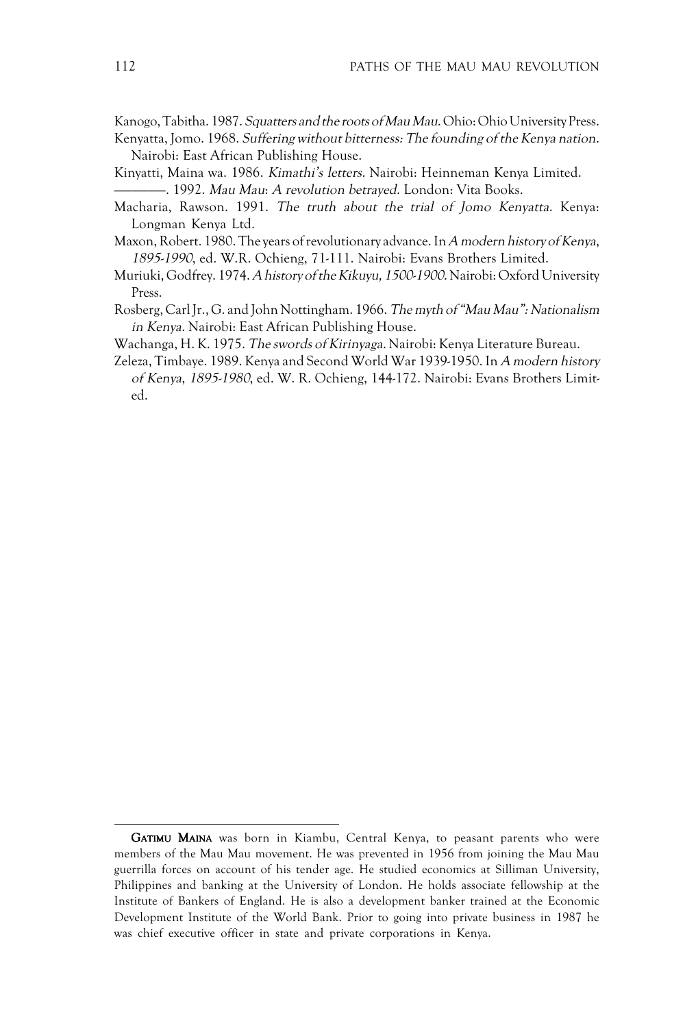Kanogo, Tabitha. 1987. *Squatters and the roots of Mau Mau.* Ohio: Ohio University Press.

Kenyatta, Jomo. 1968. *Suffering without bitterness: The founding of the Kenya nation.* Nairobi: East African Publishing House.

Kinyatti, Maina wa. 1986. *Kimathi's letters.* Nairobi: Heinneman Kenya Limited.

————. 1992. *Mau Mau: A revolution betrayed.* London: Vita Books.

Macharia, Rawson. 1991. *The truth about the trial of Jomo Kenyatta.* Kenya: Longman Kenya Ltd.

Maxon, Robert. 1980. The years of revolutionary advance. In *A modern history of Kenya, 1895-1990*, ed. W.R. Ochieng, 71-111. Nairobi: Evans Brothers Limited.

Muriuki, Godfrey. 1974. *A history of the Kikuyu, 1500-1900.* Nairobi: Oxford University Press.

Rosberg, Carl Jr., G. and John Nottingham. 1966. *The myth of "Mau Mau": Nationalism in Kenya.* Nairobi: East African Publishing House.

Wachanga, H. K. 1975. *The swords of Kirinyaga.* Nairobi: Kenya Literature Bureau.

Zeleza, Timbaye. 1989. Kenya and Second World War 1939-1950. In *A modern history of Kenya, 1895-1980*, ed. W. R. Ochieng, 144-172. Nairobi: Evans Brothers Limited.

---

**Gatimu Maina** was born in Kiambu, Central Kenya, to peasant parents who were members of the Mau Mau movement. He was prevented in 1956 from joining the Mau Mau guerrilla forces on account of his tender age. He studied economics at Silliman University, Philippines and banking at the University of London. He holds associate fellowship at the Institute of Bankers of England. He is also a development banker trained at the Economic Development Institute of the World Bank. Prior to going into private business in 1987 he was chief executive officer in state and private corporations in Kenya.